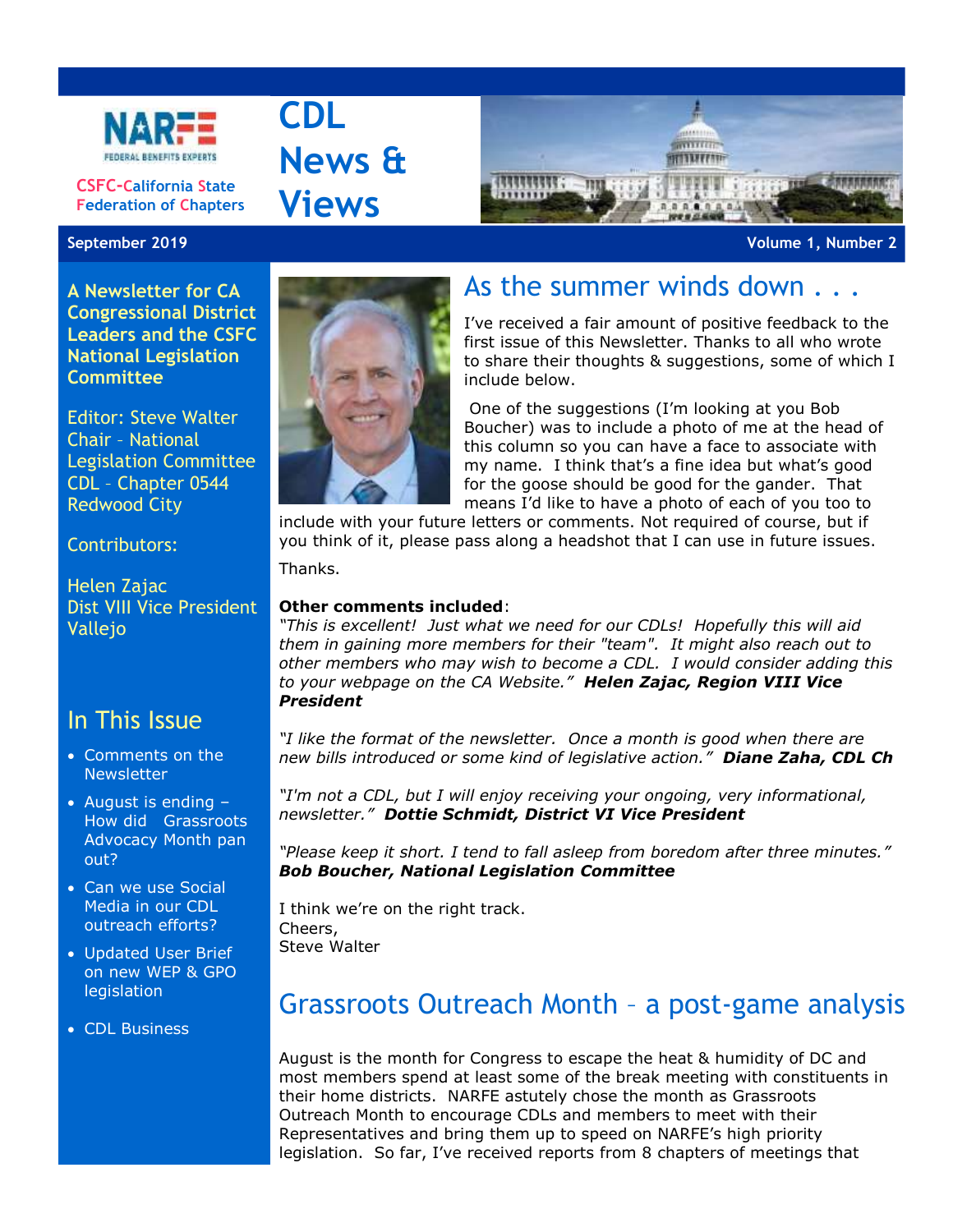NARFE FEDERAL BENEFITS EXPERTS

CSFC-California State Federation of Chapters

# CDL News & Views

September 2019 | Volume 1, Number 2

**A Newsletter for CA Congressional District Leaders and the CSFC National Legislation Committee**

Editor: Steve Walter
Chair – National Legislation Committee
CDL – Chapter 0544
Redwood City

Contributors:

Helen Zajac
Dist VIII Vice President
Vallejo

## In This Issue

- Comments on the Newsletter
- August is ending – How did Grassroots Advocacy Month pan out?
- Can we use Social Media in our CDL outreach efforts?
- Updated User Brief on new WEP & GPO legislation
- CDL Business

## As the summer winds down . . .

I've received a fair amount of positive feedback to the first issue of this Newsletter. Thanks to all who wrote to share their thoughts & suggestions, some of which I include below.

One of the suggestions (I'm looking at you Bob Boucher) was to include a photo of me at the head of this column so you can have a face to associate with my name. I think that's a fine idea but what's good for the goose should be good for the gander. That means I'd like to have a photo of each of you too to include with your future letters or comments. Not required of course, but if you think of it, please pass along a headshot that I can use in future issues.

Thanks.

**Other comments included**:

*"This is excellent! Just what we need for our CDLs! Hopefully this will aid them in gaining more members for their "team". It might also reach out to other members who may wish to become a CDL. I would consider adding this to your webpage on the CA Website."* ***Helen Zajac, Region VIII Vice President***

*"I like the format of the newsletter. Once a month is good when there are new bills introduced or some kind of legislative action."* ***Diane Zaha, CDL Ch***

*"I'm not a CDL, but I will enjoy receiving your ongoing, very informational, newsletter."* ***Dottie Schmidt, District VI Vice President***

*"Please keep it short. I tend to fall asleep from boredom after three minutes."* ***Bob Boucher, National Legislation Committee***

I think we're on the right track.
Cheers,
Steve Walter

## Grassroots Outreach Month – a post-game analysis

August is the month for Congress to escape the heat & humidity of DC and most members spend at least some of the break meeting with constituents in their home districts. NARFE astutely chose the month as Grassroots Outreach Month to encourage CDLs and members to meet with their Representatives and bring them up to speed on NARFE's high priority legislation. So far, I've received reports from 8 chapters of meetings that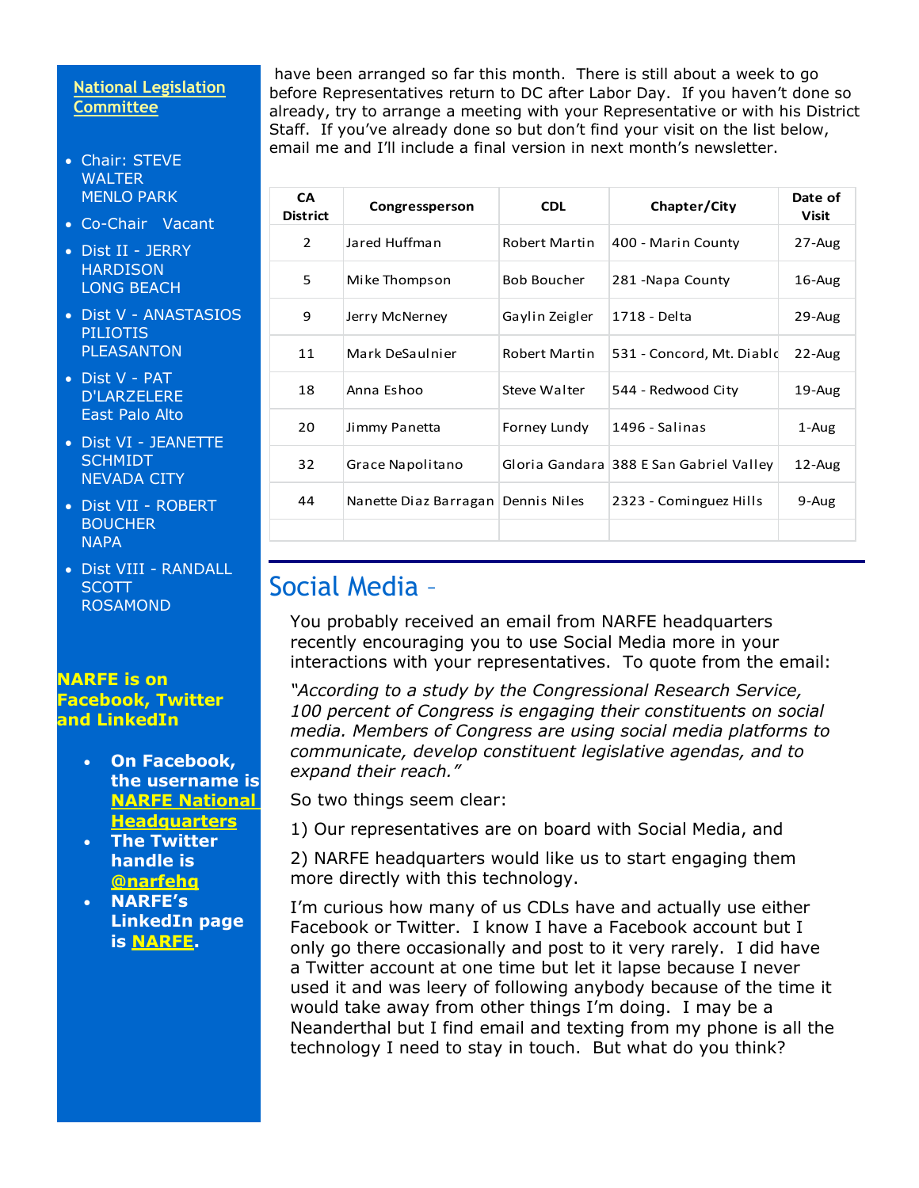have been arranged so far this month. There is still about a week to go before Representatives return to DC after Labor Day. If you haven't done so already, try to arrange a meeting with your Representative or with his District Staff. If you've already done so but don't find your visit on the list below, email me and I'll include a final version in next month's newsletter.

| CA District | Congressperson | CDL | Chapter/City | Date of Visit |
|---|---|---|---|---|
| 2 | Jared Huffman | Robert Martin | 400 - Marin County | 27-Aug |
| 5 | Mike Thompson | Bob Boucher | 281 -Napa County | 16-Aug |
| 9 | Jerry McNerney | Gaylin Zeigler | 1718 - Delta | 29-Aug |
| 11 | Mark DeSaulnier | Robert Martin | 531 - Concord, Mt. Diablo | 22-Aug |
| 18 | Anna Eshoo | Steve Walter | 544 - Redwood City | 19-Aug |
| 20 | Jimmy Panetta | Forney Lundy | 1496 - Salinas | 1-Aug |
| 32 | Grace Napolitano | Gloria Gandara | 388 E San Gabriel Valley | 12-Aug |
| 44 | Nanette Diaz Barragan | Dennis Niles | 2323 - Cominguez Hills | 9-Aug |
| | | | | |

## Social Media –

You probably received an email from NARFE headquarters recently encouraging you to use Social Media more in your interactions with your representatives. To quote from the email:

*"According to a study by the Congressional Research Service, 100 percent of Congress is engaging their constituents on social media. Members of Congress are using social media platforms to communicate, develop constituent legislative agendas, and to expand their reach."*

So two things seem clear:

1) Our representatives are on board with Social Media, and

2) NARFE headquarters would like us to start engaging them more directly with this technology.

I'm curious how many of us CDLs have and actually use either Facebook or Twitter. I know I have a Facebook account but I only go there occasionally and post to it very rarely. I did have a Twitter account at one time but let it lapse because I never used it and was leery of following anybody because of the time it would take away from other things I'm doing. I may be a Neanderthal but I find email and texting from my phone is all the technology I need to stay in touch. But what do you think?

### National Legislation Committee

- Chair: STEVE WALTER MENLO PARK
- Co-Chair Vacant
- Dist II - JERRY HARDISON LONG BEACH
- Dist V - ANASTASIOS PILIOTIS PLEASANTON
- Dist V - PAT D'LARZELERE East Palo Alto
- Dist VI - JEANETTE SCHMIDT NEVADA CITY
- Dist VII - ROBERT BOUCHER NAPA
- Dist VIII - RANDALL SCOTT ROSAMOND

### NARFE is on Facebook, Twitter and LinkedIn

- **On Facebook, the username is NARFE National Headquarters**
- **The Twitter handle is @narfehq**
- **NARFE's LinkedIn page is NARFE.**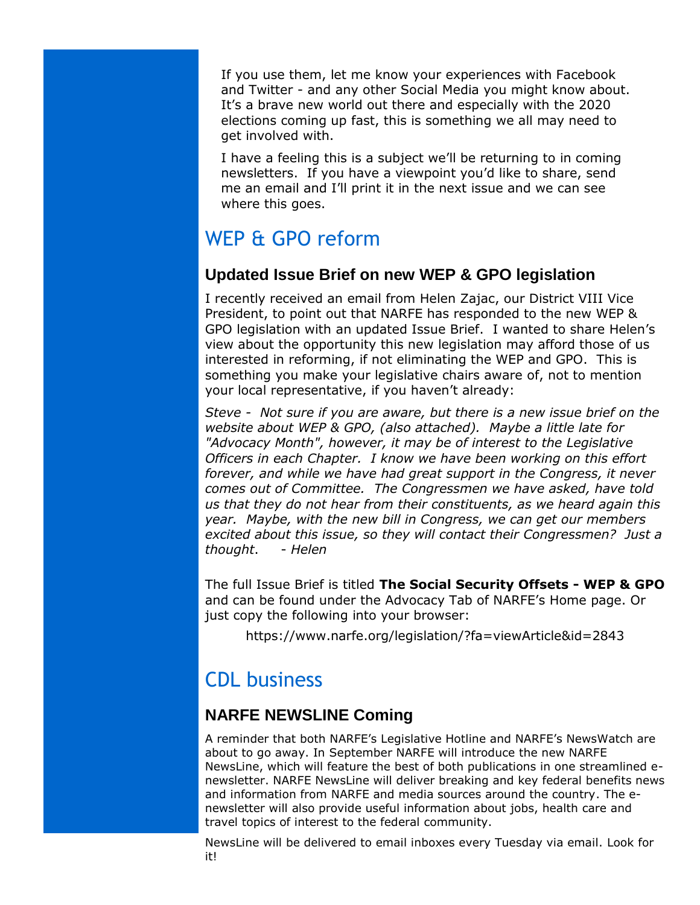If you use them, let me know your experiences with Facebook and Twitter - and any other Social Media you might know about. It's a brave new world out there and especially with the 2020 elections coming up fast, this is something we all may need to get involved with.

I have a feeling this is a subject we'll be returning to in coming newsletters. If you have a viewpoint you'd like to share, send me an email and I'll print it in the next issue and we can see where this goes.

## WEP & GPO reform

### Updated Issue Brief on new WEP & GPO legislation

I recently received an email from Helen Zajac, our District VIII Vice President, to point out that NARFE has responded to the new WEP & GPO legislation with an updated Issue Brief. I wanted to share Helen's view about the opportunity this new legislation may afford those of us interested in reforming, if not eliminating the WEP and GPO. This is something you make your legislative chairs aware of, not to mention your local representative, if you haven't already:

*Steve - Not sure if you are aware, but there is a new issue brief on the website about WEP & GPO, (also attached). Maybe a little late for "Advocacy Month", however, it may be of interest to the Legislative Officers in each Chapter. I know we have been working on this effort forever, and while we have had great support in the Congress, it never comes out of Committee. The Congressmen we have asked, have told us that they do not hear from their constituents, as we heard again this year. Maybe, with the new bill in Congress, we can get our members excited about this issue, so they will contact their Congressmen? Just a thought. - Helen*

The full Issue Brief is titled **The Social Security Offsets - WEP & GPO** and can be found under the Advocacy Tab of NARFE's Home page. Or just copy the following into your browser:

https://www.narfe.org/legislation/?fa=viewArticle&id=2843

## CDL business

### NARFE NEWSLINE Coming

A reminder that both NARFE's Legislative Hotline and NARFE's NewsWatch are about to go away. In September NARFE will introduce the new NARFE NewsLine, which will feature the best of both publications in one streamlined e-newsletter. NARFE NewsLine will deliver breaking and key federal benefits news and information from NARFE and media sources around the country. The e-newsletter will also provide useful information about jobs, health care and travel topics of interest to the federal community.

NewsLine will be delivered to email inboxes every Tuesday via email. Look for it!